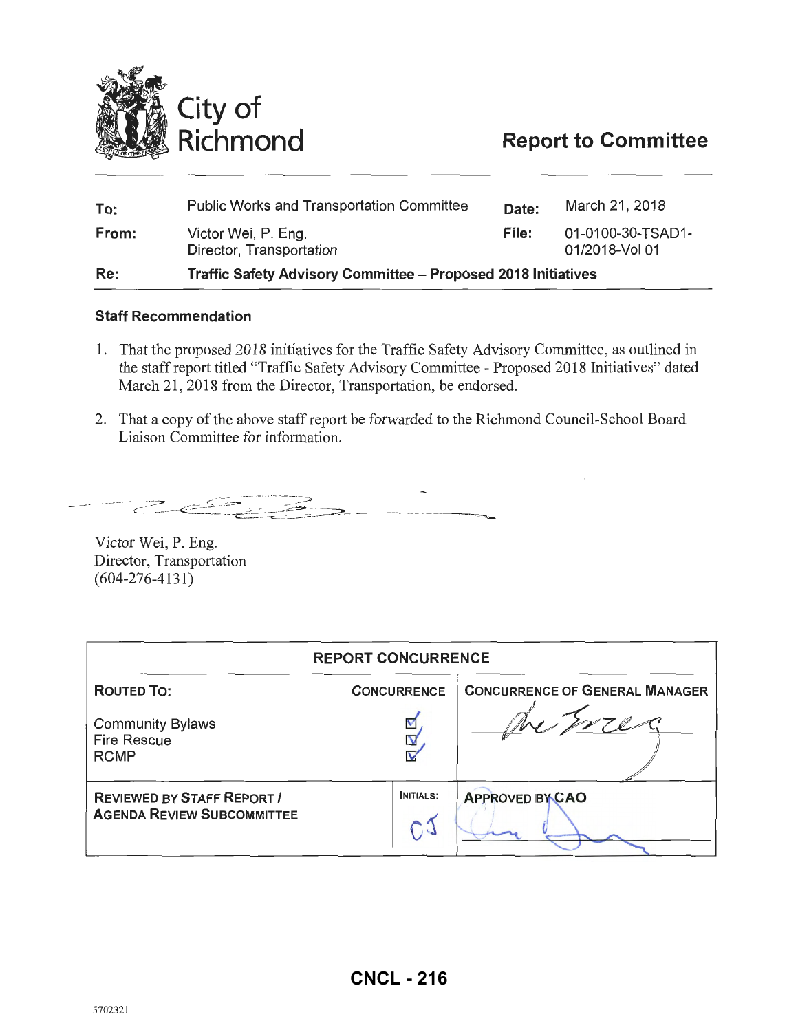City of Richmond

# Report to Committee

| | | | |
|---|---|---|---|
| **To:** | Public Works and Transportation Committee | **Date:** | March 21, 2018 |
| **From:** | Victor Wei, P. Eng.<br>Director, Transportation | **File:** | 01-0100-30-TSAD1-01/2018-Vol 01 |
| **Re:** | **Traffic Safety Advisory Committee – Proposed 2018 Initiatives** | | |

### Staff Recommendation

1. That the proposed 2018 initiatives for the Traffic Safety Advisory Committee, as outlined in the staff report titled "Traffic Safety Advisory Committee - Proposed 2018 Initiatives" dated March 21, 2018 from the Director, Transportation, be endorsed.

2. That a copy of the above staff report be forwarded to the Richmond Council-School Board Liaison Committee for information.

Victor Wei, P. Eng.
Director, Transportation
(604-276-4131)

| REPORT CONCURRENCE | | |
|---|---|---|
| **ROUTED TO:** | **CONCURRENCE** | **CONCURRENCE OF GENERAL MANAGER** |
| Community Bylaws<br>Fire Rescue<br>RCMP | ☑<br>☑<br>☑ | |
| **REVIEWED BY STAFF REPORT / AGENDA REVIEW SUBCOMMITTEE** | **INITIALS:**<br>CJ | **APPROVED BY CAO** |

**CNCL - 216**

5702321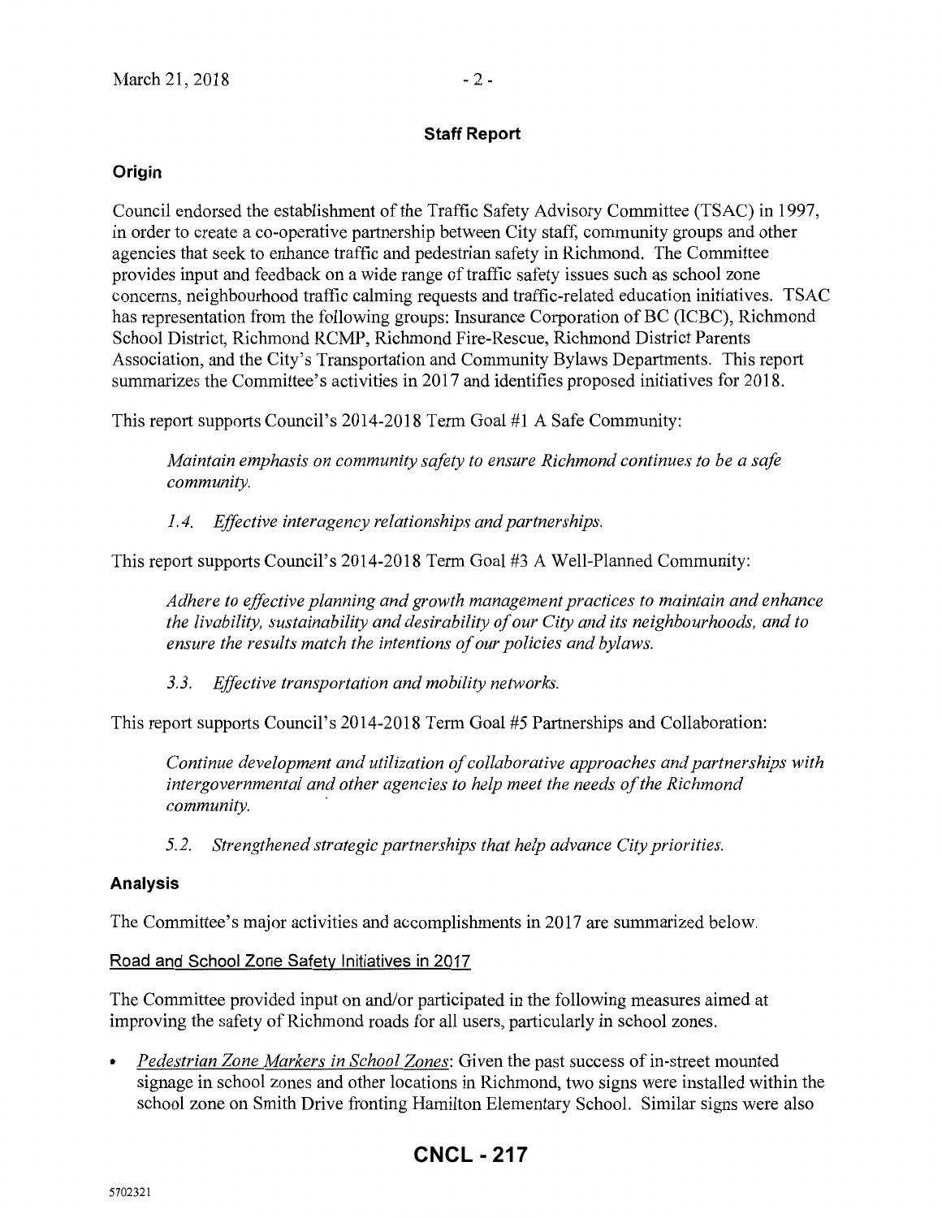## Staff Report

### Origin

Council endorsed the establishment of the Traffic Safety Advisory Committee (TSAC) in 1997, in order to create a co-operative partnership between City staff, community groups and other agencies that seek to enhance traffic and pedestrian safety in Richmond. The Committee provides input and feedback on a wide range of traffic safety issues such as school zone concerns, neighbourhood traffic calming requests and traffic-related education initiatives. TSAC has representation from the following groups: Insurance Corporation of BC (ICBC), Richmond School District, Richmond RCMP, Richmond Fire-Rescue, Richmond District Parents Association, and the City's Transportation and Community Bylaws Departments. This report summarizes the Committee's activities in 2017 and identifies proposed initiatives for 2018.

This report supports Council's 2014-2018 Term Goal #1 A Safe Community:

> *Maintain emphasis on community safety to ensure Richmond continues to be a safe community.*
>
> *1.4. Effective interagency relationships and partnerships.*

This report supports Council's 2014-2018 Term Goal #3 A Well-Planned Community:

> *Adhere to effective planning and growth management practices to maintain and enhance the livability, sustainability and desirability of our City and its neighbourhoods, and to ensure the results match the intentions of our policies and bylaws.*
>
> *3.3. Effective transportation and mobility networks.*

This report supports Council's 2014-2018 Term Goal #5 Partnerships and Collaboration:

> *Continue development and utilization of collaborative approaches and partnerships with intergovernmental and other agencies to help meet the needs of the Richmond community.*
>
> *5.2. Strengthened strategic partnerships that help advance City priorities.*

### Analysis

The Committee's major activities and accomplishments in 2017 are summarized below.

Road and School Zone Safety Initiatives in 2017

The Committee provided input on and/or participated in the following measures aimed at improving the safety of Richmond roads for all users, particularly in school zones.

- *Pedestrian Zone Markers in School Zones*: Given the past success of in-street mounted signage in school zones and other locations in Richmond, two signs were installed within the school zone on Smith Drive fronting Hamilton Elementary School. Similar signs were also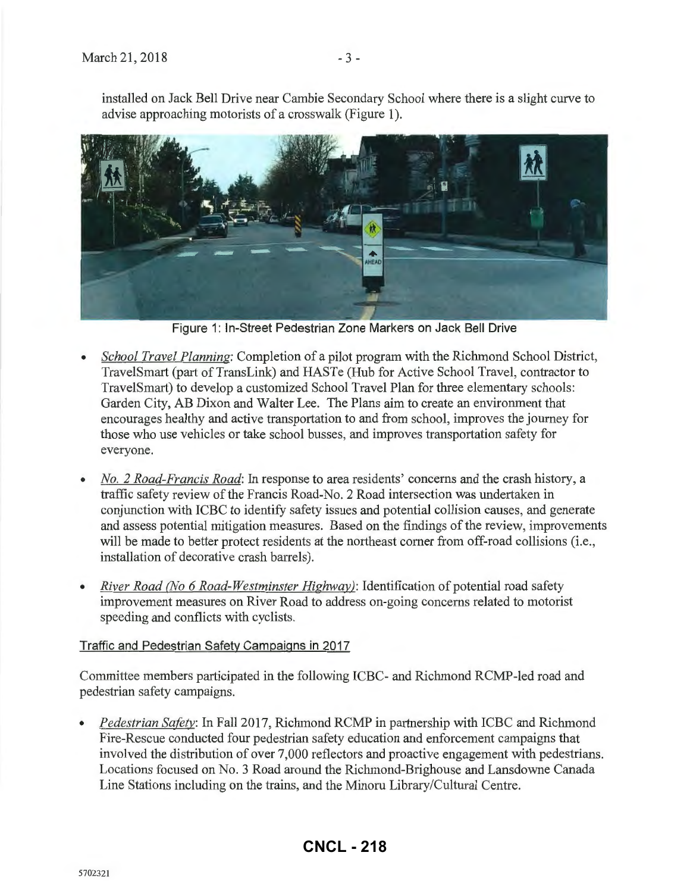installed on Jack Bell Drive near Cambie Secondary School where there is a slight curve to advise approaching motorists of a crosswalk (Figure 1).

Figure 1: In-Street Pedestrian Zone Markers on Jack Bell Drive

- *School Travel Planning*: Completion of a pilot program with the Richmond School District, TravelSmart (part of TransLink) and HASTe (Hub for Active School Travel, contractor to TravelSmart) to develop a customized School Travel Plan for three elementary schools: Garden City, AB Dixon and Walter Lee. The Plans aim to create an environment that encourages healthy and active transportation to and from school, improves the journey for those who use vehicles or take school busses, and improves transportation safety for everyone.

- *No. 2 Road-Francis Road*: In response to area residents' concerns and the crash history, a traffic safety review of the Francis Road-No. 2 Road intersection was undertaken in conjunction with ICBC to identify safety issues and potential collision causes, and generate and assess potential mitigation measures. Based on the findings of the review, improvements will be made to better protect residents at the northeast corner from off-road collisions (i.e., installation of decorative crash barrels).

- *River Road (No 6 Road-Westminster Highway)*: Identification of potential road safety improvement measures on River Road to address on-going concerns related to motorist speeding and conflicts with cyclists.

## Traffic and Pedestrian Safety Campaigns in 2017

Committee members participated in the following ICBC- and Richmond RCMP-led road and pedestrian safety campaigns.

- *Pedestrian Safety*: In Fall 2017, Richmond RCMP in partnership with ICBC and Richmond Fire-Rescue conducted four pedestrian safety education and enforcement campaigns that involved the distribution of over 7,000 reflectors and proactive engagement with pedestrians. Locations focused on No. 3 Road around the Richmond-Brighouse and Lansdowne Canada Line Stations including on the trains, and the Minoru Library/Cultural Centre.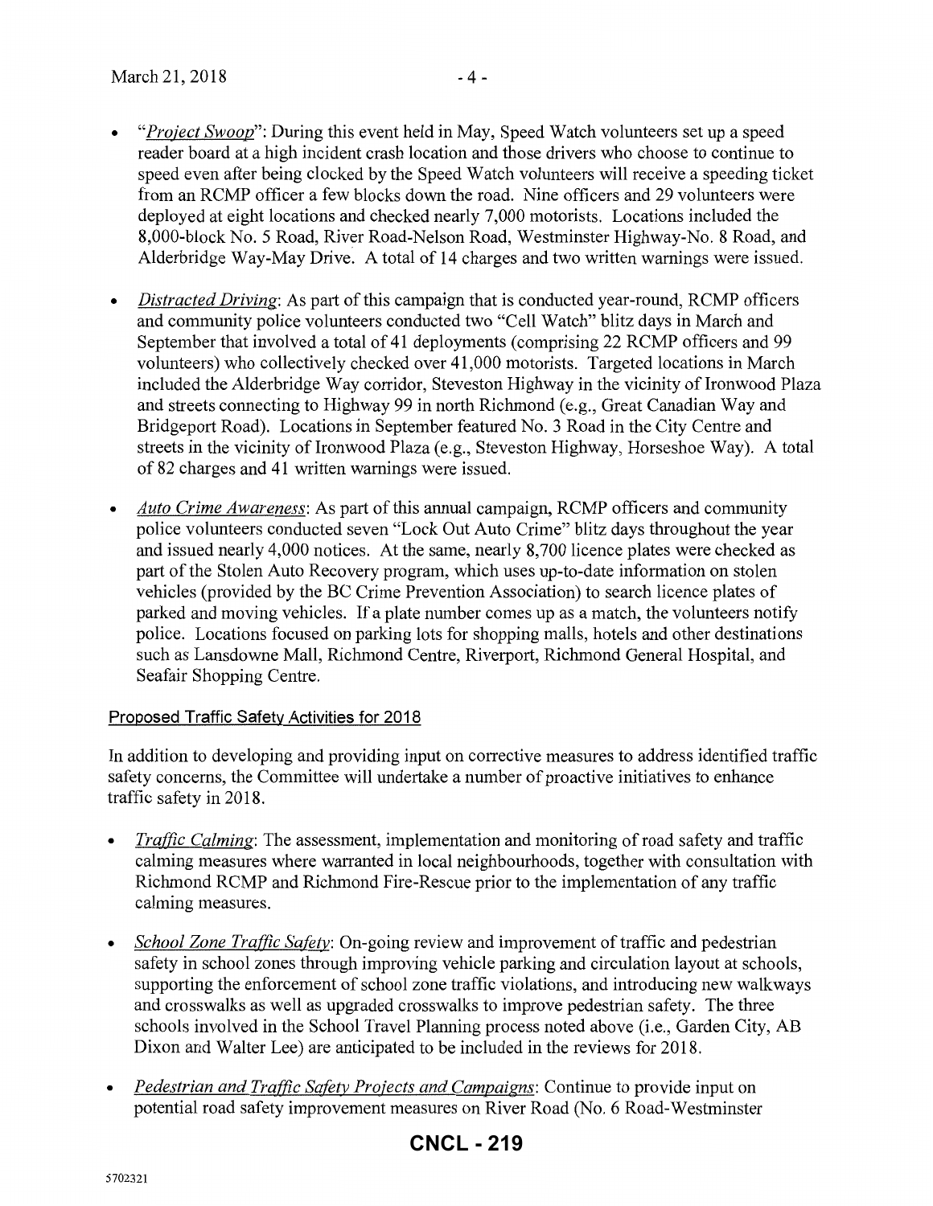- "*Project Swoop*": During this event held in May, Speed Watch volunteers set up a speed reader board at a high incident crash location and those drivers who choose to continue to speed even after being clocked by the Speed Watch volunteers will receive a speeding ticket from an RCMP officer a few blocks down the road. Nine officers and 29 volunteers were deployed at eight locations and checked nearly 7,000 motorists. Locations included the 8,000-block No. 5 Road, River Road-Nelson Road, Westminster Highway-No. 8 Road, and Alderbridge Way-May Drive. A total of 14 charges and two written warnings were issued.

- *Distracted Driving*: As part of this campaign that is conducted year-round, RCMP officers and community police volunteers conducted two "Cell Watch" blitz days in March and September that involved a total of 41 deployments (comprising 22 RCMP officers and 99 volunteers) who collectively checked over 41,000 motorists. Targeted locations in March included the Alderbridge Way corridor, Steveston Highway in the vicinity of Ironwood Plaza and streets connecting to Highway 99 in north Richmond (e.g., Great Canadian Way and Bridgeport Road). Locations in September featured No. 3 Road in the City Centre and streets in the vicinity of Ironwood Plaza (e.g., Steveston Highway, Horseshoe Way). A total of 82 charges and 41 written warnings were issued.

- *Auto Crime Awareness*: As part of this annual campaign, RCMP officers and community police volunteers conducted seven "Lock Out Auto Crime" blitz days throughout the year and issued nearly 4,000 notices. At the same, nearly 8,700 licence plates were checked as part of the Stolen Auto Recovery program, which uses up-to-date information on stolen vehicles (provided by the BC Crime Prevention Association) to search licence plates of parked and moving vehicles. If a plate number comes up as a match, the volunteers notify police. Locations focused on parking lots for shopping malls, hotels and other destinations such as Lansdowne Mall, Richmond Centre, Riverport, Richmond General Hospital, and Seafair Shopping Centre.

## Proposed Traffic Safety Activities for 2018

In addition to developing and providing input on corrective measures to address identified traffic safety concerns, the Committee will undertake a number of proactive initiatives to enhance traffic safety in 2018.

- *Traffic Calming*: The assessment, implementation and monitoring of road safety and traffic calming measures where warranted in local neighbourhoods, together with consultation with Richmond RCMP and Richmond Fire-Rescue prior to the implementation of any traffic calming measures.

- *School Zone Traffic Safety*: On-going review and improvement of traffic and pedestrian safety in school zones through improving vehicle parking and circulation layout at schools, supporting the enforcement of school zone traffic violations, and introducing new walkways and crosswalks as well as upgraded crosswalks to improve pedestrian safety. The three schools involved in the School Travel Planning process noted above (i.e., Garden City, AB Dixon and Walter Lee) are anticipated to be included in the reviews for 2018.

- *Pedestrian and Traffic Safety Projects and Campaigns*: Continue to provide input on potential road safety improvement measures on River Road (No. 6 Road-Westminster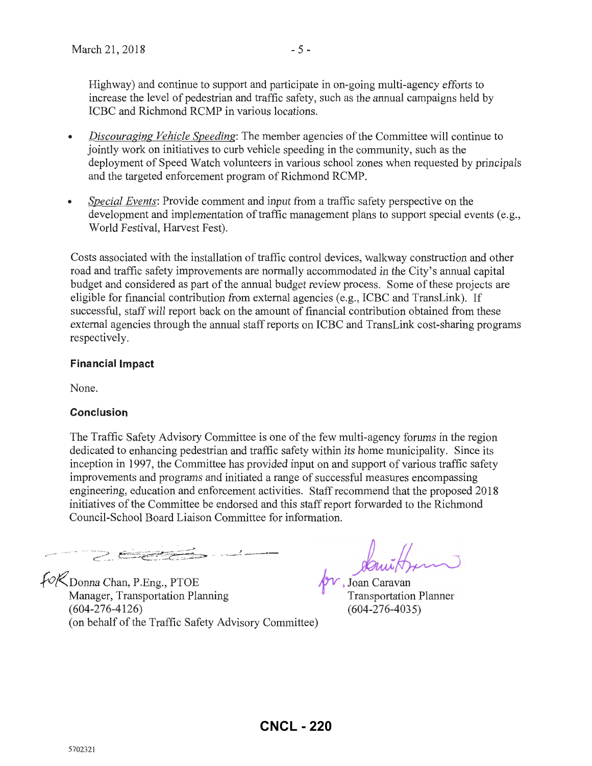Highway) and continue to support and participate in on-going multi-agency efforts to increase the level of pedestrian and traffic safety, such as the annual campaigns held by ICBC and Richmond RCMP in various locations.

- *Discouraging Vehicle Speeding*: The member agencies of the Committee will continue to jointly work on initiatives to curb vehicle speeding in the community, such as the deployment of Speed Watch volunteers in various school zones when requested by principals and the targeted enforcement program of Richmond RCMP.
- *Special Events*: Provide comment and input from a traffic safety perspective on the development and implementation of traffic management plans to support special events (e.g., World Festival, Harvest Fest).

Costs associated with the installation of traffic control devices, walkway construction and other road and traffic safety improvements are normally accommodated in the City's annual capital budget and considered as part of the annual budget review process. Some of these projects are eligible for financial contribution from external agencies (e.g., ICBC and TransLink). If successful, staff will report back on the amount of financial contribution obtained from these external agencies through the annual staff reports on ICBC and TransLink cost-sharing programs respectively.

## Financial Impact

None.

## Conclusion

The Traffic Safety Advisory Committee is one of the few multi-agency forums in the region dedicated to enhancing pedestrian and traffic safety within its home municipality. Since its inception in 1997, the Committee has provided input on and support of various traffic safety improvements and programs and initiated a range of successful measures encompassing engineering, education and enforcement activities. Staff recommend that the proposed 2018 initiatives of the Committee be endorsed and this staff report forwarded to the Richmond Council-School Board Liaison Committee for information.

for Donna Chan, P.Eng., PTOE
Manager, Transportation Planning
(604-276-4126)
(on behalf of the Traffic Safety Advisory Committee)

for Joan Caravan
Transportation Planner
(604-276-4035)

5702321